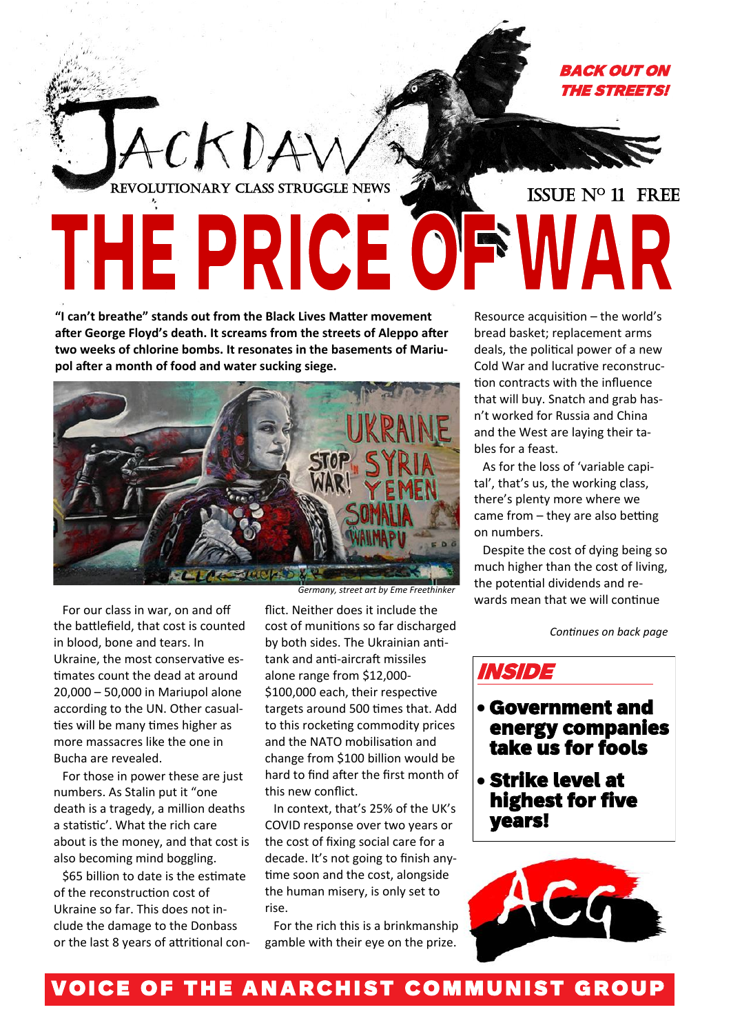# JACKDAW

REVOLUTIONARY CLASS STRUGGLE NEWS

**BACK OUT ON THE STREETS!**

ISSUE Nº 11 FREE

# THE PRICE OF WAR

**"I can't breathe" stands out from the Black Lives Matter movement after George Floyd's death. It screams from the streets of Aleppo after two weeks of chlorine bombs. It resonates in the basements of Mariupol after a month of food and water sucking siege.**

*Germany, street art by Eme Freethinker*

For our class in war, on and off the battlefield, that cost is counted in blood, bone and tears. In Ukraine, the most conservative estimates count the dead at around 20,000 – 50,000 in Mariupol alone according to the UN. Other casualties will be many times higher as more massacres like the one in Bucha are revealed.

For those in power these are just numbers. As Stalin put it "one death is a tragedy, a million deaths a statistic'. What the rich care about is the money, and that cost is also becoming mind boggling.

$65 billion to date is the estimate of the reconstruction cost of Ukraine so far. This does not include the damage to the Donbass or the last 8 years of attritional conflict. Neither does it include the cost of munitions so far discharged by both sides. The Ukrainian anti-tank and anti-aircraft missiles alone range from $12,000-$100,000 each, their respective targets around 500 times that. Add to this rocketing commodity prices and the NATO mobilisation and change from $100 billion would be hard to find after the first month of this new conflict.

In context, that's 25% of the UK's COVID response over two years or the cost of fixing social care for a decade. It's not going to finish anytime soon and the cost, alongside the human misery, is only set to rise.

For the rich this is a brinkmanship gamble with their eye on the prize. Resource acquisition – the world's bread basket; replacement arms deals, the political power of a new Cold War and lucrative reconstruction contracts with the influence that will buy. Snatch and grab hasn't worked for Russia and China and the West are laying their tables for a feast.

As for the loss of 'variable capital', that's us, the working class, there's plenty more where we came from – they are also betting on numbers.

Despite the cost of dying being so much higher than the cost of living, the potential dividends and rewards mean that we will continue

*Continues on back page*

## INSIDE

- **Government and energy companies take us for fools**
- **Strike level at highest for five years!**

ACG

**VOICE OF THE ANARCHIST COMMUNIST GROUP**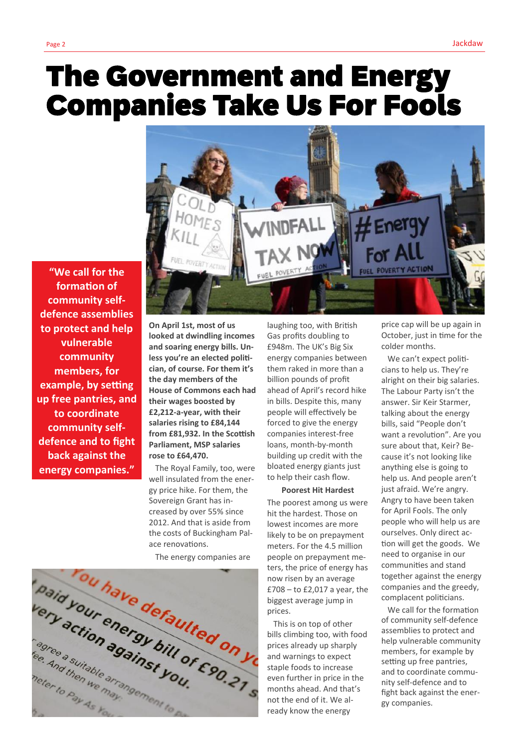# The Government and Energy Companies Take Us For Fools

> **"We call for the formation of community self-defence assemblies to protect and help vulnerable community members, for example, by setting up free pantries, and to coordinate community self-defence and to fight back against the energy companies."**

**On April 1st, most of us looked at dwindling incomes and soaring energy bills. Unless you're an elected politician, of course. For them it's the day members of the House of Commons each had their wages boosted by £2,212-a-year, with their salaries rising to £84,144 from £81,932. In the Scottish Parliament, MSP salaries rose to £64,470.**

The Royal Family, too, were well insulated from the energy price hike. For them, the Sovereign Grant has increased by over 55% since 2012. And that is aside from the costs of Buckingham Palace renovations.

The energy companies are laughing too, with British Gas profits doubling to £948m. The UK's Big Six energy companies between them raked in more than a billion pounds of profit ahead of April's record hike in bills. Despite this, many people will effectively be forced to give the energy companies interest-free loans, month-by-month building up credit with the bloated energy giants just to help their cash flow.

**Poorest Hit Hardest**

The poorest among us were hit the hardest. Those on lowest incomes are more likely to be on prepayment meters. For the 4.5 million people on prepayment meters, the price of energy has now risen by an average £708 – to £2,017 a year, the biggest average jump in prices.

This is on top of other bills climbing too, with food prices already up sharply and warnings to expect staple foods to increase even further in price in the months ahead. And that's not the end of it. We already know the energy price cap will be up again in October, just in time for the colder months.

We can't expect politicians to help us. They're alright on their big salaries. The Labour Party isn't the answer. Sir Keir Starmer, talking about the energy bills, said "People don't want a revolution". Are you sure about that, Keir? Because it's not looking like anything else is going to help us. And people aren't just afraid. We're angry. Angry to have been taken for April Fools. The only people who will help us are ourselves. Only direct action will get the goods. We need to organise in our communities and stand together against the energy companies and the greedy, complacent politicians.

We call for the formation of community self-defence assemblies to protect and help vulnerable community members, for example by setting up free pantries, and to coordinate community self-defence and to fight back against the energy companies.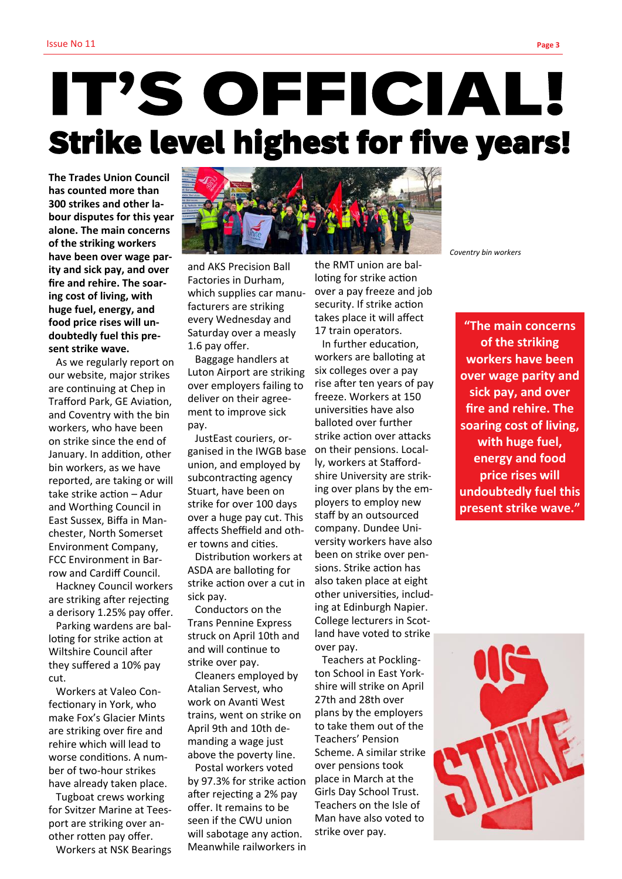# IT'S OFFICIAL!

## Strike level highest for five years!

**The Trades Union Council has counted more than 300 strikes and other labour disputes for this year alone. The main concerns of the striking workers have been over wage parity and sick pay, and over fire and rehire. The soaring cost of living, with huge fuel, energy, and food price rises will undoubtedly fuel this present strike wave.**

As we regularly report on our website, major strikes are continuing at Chep in Trafford Park, GE Aviation, and Coventry with the bin workers, who have been on strike since the end of January. In addition, other bin workers, as we have reported, are taking or will take strike action – Adur and Worthing Council in East Sussex, Biffa in Manchester, North Somerset Environment Company, FCC Environment in Barrow and Cardiff Council.

Hackney Council workers are striking after rejecting a derisory 1.25% pay offer.

Parking wardens are balloting for strike action at Wiltshire Council after they suffered a 10% pay cut.

Workers at Valeo Confectionary in York, who make Fox's Glacier Mints are striking over fire and rehire which will lead to worse conditions. A number of two-hour strikes have already taken place.

Tugboat crews working for Svitzer Marine at Teesport are striking over another rotten pay offer.

Workers at NSK Bearings and AKS Precision Ball Factories in Durham, which supplies car manufacturers are striking every Wednesday and Saturday over a measly 1.6 pay offer.

Baggage handlers at Luton Airport are striking over employers failing to deliver on their agreement to improve sick pay.

JustEast couriers, organised in the IWGB base union, and employed by subcontracting agency Stuart, have been on strike for over 100 days over a huge pay cut. This affects Sheffield and other towns and cities.

Distribution workers at ASDA are balloting for strike action over a cut in sick pay.

Conductors on the Trans Pennine Express struck on April 10th and and will continue to strike over pay.

Cleaners employed by Atalian Servest, who work on Avanti West trains, went on strike on April 9th and 10th demanding a wage just above the poverty line.

Postal workers voted by 97.3% for strike action after rejecting a 2% pay offer. It remains to be seen if the CWU union will sabotage any action. Meanwhile railworkers in the RMT union are balloting for strike action over a pay freeze and job security. If strike action takes place it will affect 17 train operators.

*Coventry bin workers*

In further education, workers are balloting at six colleges over a pay rise after ten years of pay freeze. Workers at 150 universities have also balloted over further strike action over attacks on their pensions. Locally, workers at Staffordshire University are striking over plans by the employers to employ new staff by an outsourced company. Dundee University workers have also been on strike over pensions. Strike action has also taken place at eight other universities, including at Edinburgh Napier. College lecturers in Scotland have voted to strike over pay.

Teachers at Pocklington School in East Yorkshire will strike on April 27th and 28th over plans by the employers to take them out of the Teachers' Pension Scheme. A similar strike over pensions took place in March at the Girls Day School Trust. Teachers on the Isle of Man have also voted to strike over pay.

> **"The main concerns of the striking workers have been over wage parity and sick pay, and over fire and rehire. The soaring cost of living, with huge fuel, energy and food price rises will undoubtedly fuel this present strike wave."**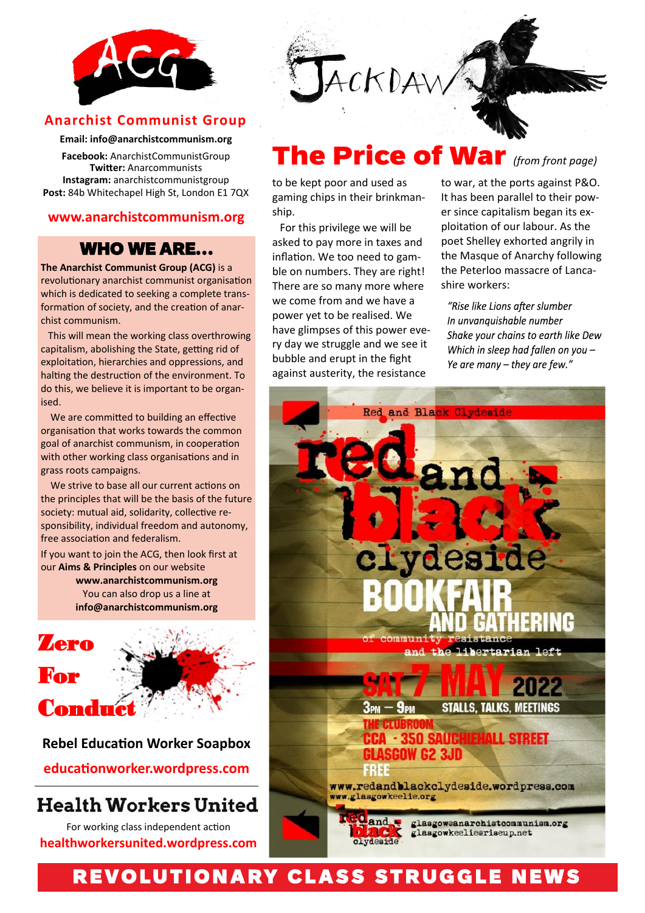Anarchist Communist Group

**Email: info@anarchistcommunism.org**

**Facebook:** AnarchistCommunistGroup
**Twitter:** Anarcommunists
**Instagram:** anarchistcommunistgroup
**Post:** 84b Whitechapel High St, London E1 7QX

**www.anarchistcommunism.org**

## WHO WE ARE...

**The Anarchist Communist Group (ACG)** is a revolutionary anarchist communist organisation which is dedicated to seeking a complete transformation of society, and the creation of anarchist communism.

This will mean the working class overthrowing capitalism, abolishing the State, getting rid of exploitation, hierarchies and oppressions, and halting the destruction of the environment. To do this, we believe it is important to be organised.

We are committed to building an effective organisation that works towards the common goal of anarchist communism, in cooperation with other working class organisations and in grass roots campaigns.

We strive to base all our current actions on the principles that will be the basis of the future society: mutual aid, solidarity, collective responsibility, individual freedom and autonomy, free association and federalism.

If you want to join the ACG, then look first at our **Aims & Principles** on our website **www.anarchistcommunism.org** You can also drop us a line at **info@anarchistcommunism.org**

**Zero For Conduct**

**Rebel Education Worker Soapbox**

**educationworker.wordpress.com**

## Health Workers United

For working class independent action

**healthworkersunited.wordpress.com**

JACKDAW

# The Price of War *(from front page)*

to be kept poor and used as gaming chips in their brinkmanship.

For this privilege we will be asked to pay more in taxes and inflation. We too need to gamble on numbers. They are right! There are so many more where we come from and we have a power yet to be realised. We have glimpses of this power every day we struggle and we see it bubble and erupt in the fight against austerity, the resistance to war, at the ports against P&O. It has been parallel to their power since capitalism began its exploitation of our labour. As the poet Shelley exhorted angrily in the Masque of Anarchy following the Peterloo massacre of Lancashire workers:

*"Rise like Lions after slumber*
*In unvanquishable number*
*Shake your chains to earth like Dew*
*Which in sleep had fallen on you –*
*Ye are many – they are few."*

Red and Black Clydeside

red and black clydeside BOOKFAIR AND GATHERING of community resistance and the libertarian left

SAT 7 MAY 2022

3PM – 9PM STALLS, TALKS, MEETINGS

THE CLUBROOM
CCA - 350 SAUCHIEHALL STREET
GLASGOW G2 3JD
FREE

www.redandblackclydeside.wordpress.com
www.glasgowkeelie.org

glasgow@anarchistcommunism.org
glasgowkeelie@riseup.net

**REVOLUTIONARY CLASS STRUGGLE NEWS**